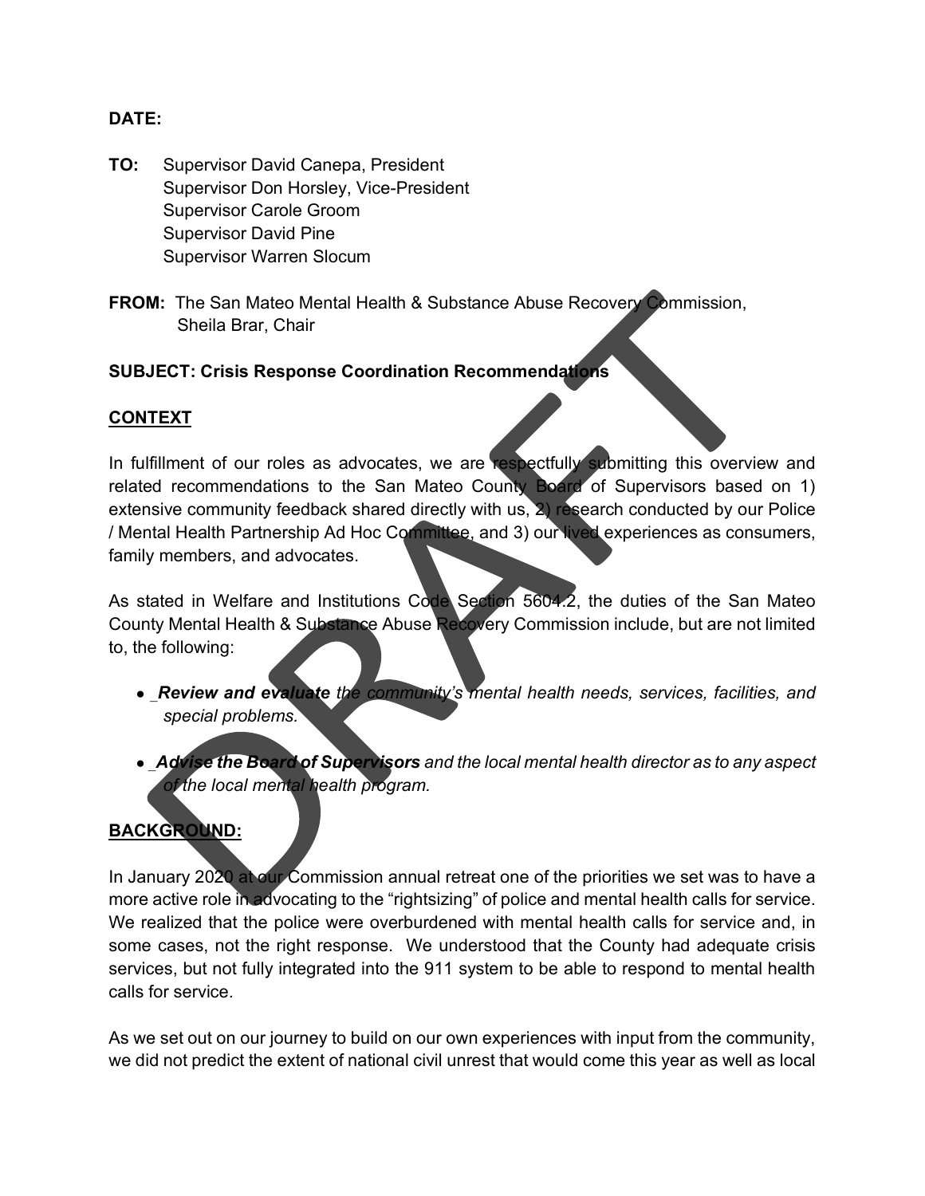**DATE:**

**TO:** Supervisor David Canepa, President
Supervisor Don Horsley, Vice-President
Supervisor Carole Groom
Supervisor David Pine
Supervisor Warren Slocum

**FROM:** The San Mateo Mental Health & Substance Abuse Recovery Commission,
Sheila Brar, Chair

**SUBJECT: Crisis Response Coordination Recommendations**

## CONTEXT

In fulfillment of our roles as advocates, we are respectfully submitting this overview and related recommendations to the San Mateo County Board of Supervisors based on 1) extensive community feedback shared directly with us, 2) research conducted by our Police / Mental Health Partnership Ad Hoc Committee, and 3) our lived experiences as consumers, family members, and advocates.

As stated in Welfare and Institutions Code Section 5604.2, the duties of the San Mateo County Mental Health & Substance Abuse Recovery Commission include, but are not limited to, the following:

- ***Review and evaluate** the community's mental health needs, services, facilities, and special problems.*
- ***Advise the Board of Supervisors** and the local mental health director as to any aspect of the local mental health program.*

## BACKGROUND:

In January 2020 at our Commission annual retreat one of the priorities we set was to have a more active role in advocating to the "rightsizing" of police and mental health calls for service. We realized that the police were overburdened with mental health calls for service and, in some cases, not the right response. We understood that the County had adequate crisis services, but not fully integrated into the 911 system to be able to respond to mental health calls for service.

As we set out on our journey to build on our own experiences with input from the community, we did not predict the extent of national civil unrest that would come this year as well as local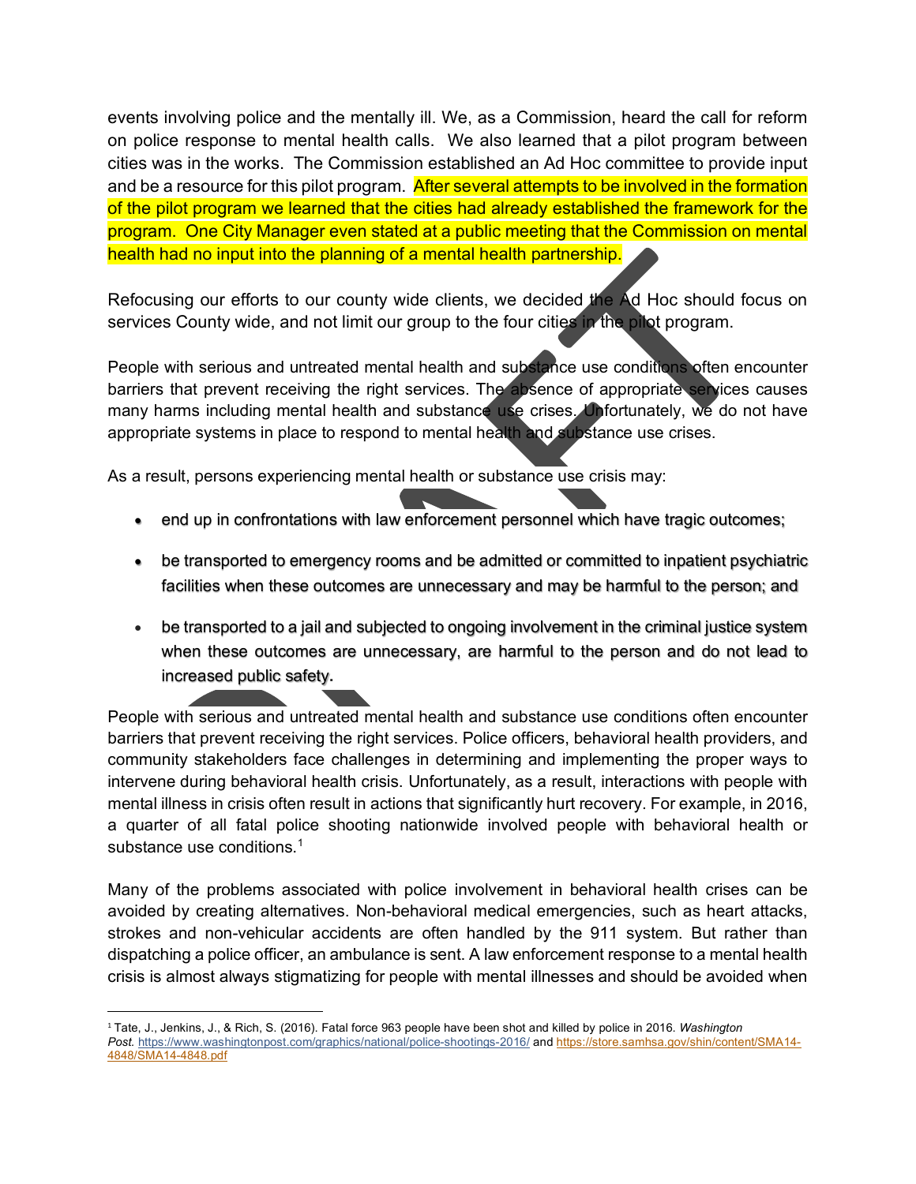events involving police and the mentally ill. We, as a Commission, heard the call for reform on police response to mental health calls. We also learned that a pilot program between cities was in the works. The Commission established an Ad Hoc committee to provide input and be a resource for this pilot program. After several attempts to be involved in the formation of the pilot program we learned that the cities had already established the framework for the program. One City Manager even stated at a public meeting that the Commission on mental health had no input into the planning of a mental health partnership.

Refocusing our efforts to our county wide clients, we decided the Ad Hoc should focus on services County wide, and not limit our group to the four cities in the pilot program.

People with serious and untreated mental health and substance use conditions often encounter barriers that prevent receiving the right services. The absence of appropriate services causes many harms including mental health and substance use crises. Unfortunately, we do not have appropriate systems in place to respond to mental health and substance use crises.

As a result, persons experiencing mental health or substance use crisis may:

- end up in confrontations with law enforcement personnel which have tragic outcomes;
- be transported to emergency rooms and be admitted or committed to inpatient psychiatric facilities when these outcomes are unnecessary and may be harmful to the person; and
- be transported to a jail and subjected to ongoing involvement in the criminal justice system when these outcomes are unnecessary, are harmful to the person and do not lead to increased public safety.

People with serious and untreated mental health and substance use conditions often encounter barriers that prevent receiving the right services. Police officers, behavioral health providers, and community stakeholders face challenges in determining and implementing the proper ways to intervene during behavioral health crisis. Unfortunately, as a result, interactions with people with mental illness in crisis often result in actions that significantly hurt recovery. For example, in 2016, a quarter of all fatal police shooting nationwide involved people with behavioral health or substance use conditions.[1]

Many of the problems associated with police involvement in behavioral health crises can be avoided by creating alternatives. Non-behavioral medical emergencies, such as heart attacks, strokes and non-vehicular accidents are often handled by the 911 system. But rather than dispatching a police officer, an ambulance is sent. A law enforcement response to a mental health crisis is almost always stigmatizing for people with mental illnesses and should be avoided when

---

[1] Tate, J., Jenkins, J., & Rich, S. (2016). Fatal force 963 people have been shot and killed by police in 2016. *Washington Post.* https://www.washingtonpost.com/graphics/national/police-shootings-2016/ and https://store.samhsa.gov/shin/content/SMA14-4848/SMA14-4848.pdf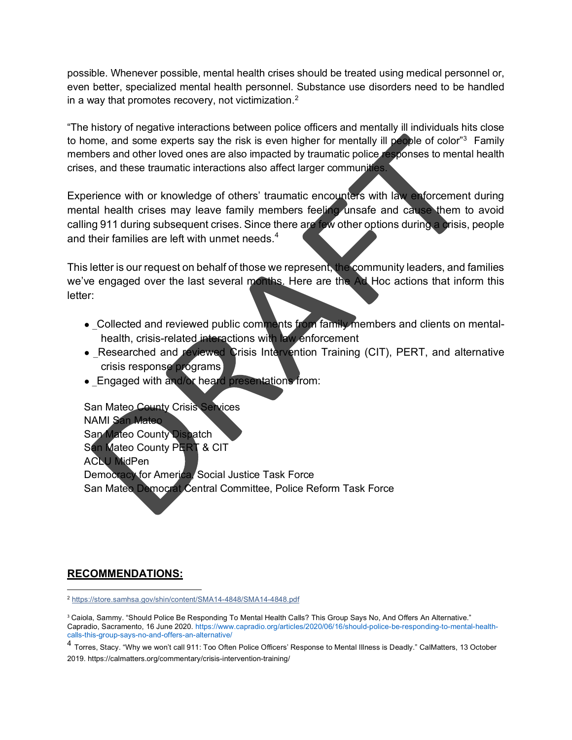possible. Whenever possible, mental health crises should be treated using medical personnel or, even better, specialized mental health personnel. Substance use disorders need to be handled in a way that promotes recovery, not victimization.[2]

"The history of negative interactions between police officers and mentally ill individuals hits close to home, and some experts say the risk is even higher for mentally ill people of color"[3] Family members and other loved ones are also impacted by traumatic police responses to mental health crises, and these traumatic interactions also affect larger communities.

Experience with or knowledge of others' traumatic encounters with law enforcement during mental health crises may leave family members feeling unsafe and cause them to avoid calling 911 during subsequent crises. Since there are few other options during a crisis, people and their families are left with unmet needs.[4]

This letter is our request on behalf of those we represent, the community leaders, and families we've engaged over the last several months. Here are the Ad Hoc actions that inform this letter:

- _Collected and reviewed public comments from family members and clients on mental-health, crisis-related interactions with law enforcement
- _Researched and reviewed Crisis Intervention Training (CIT), PERT, and alternative crisis response programs
- _Engaged with and/or heard presentations from:

San Mateo County Crisis Services
NAMI San Mateo
San Mateo County Dispatch
San Mateo County PERT & CIT
ACLU MidPen
Democracy for America, Social Justice Task Force
San Mateo Democrat Central Committee, Police Reform Task Force

**RECOMMENDATIONS:**

---

[2] https://store.samhsa.gov/shin/content/SMA14-4848/SMA14-4848.pdf

[3] Caiola, Sammy. "Should Police Be Responding To Mental Health Calls? This Group Says No, And Offers An Alternative." Capradio, Sacramento, 16 June 2020. https://www.capradio.org/articles/2020/06/16/should-police-be-responding-to-mental-health-calls-this-group-says-no-and-offers-an-alternative/

[4] Torres, Stacy. "Why we won't call 911: Too Often Police Officers' Response to Mental Illness is Deadly." CalMatters, 13 October 2019. https://calmatters.org/commentary/crisis-intervention-training/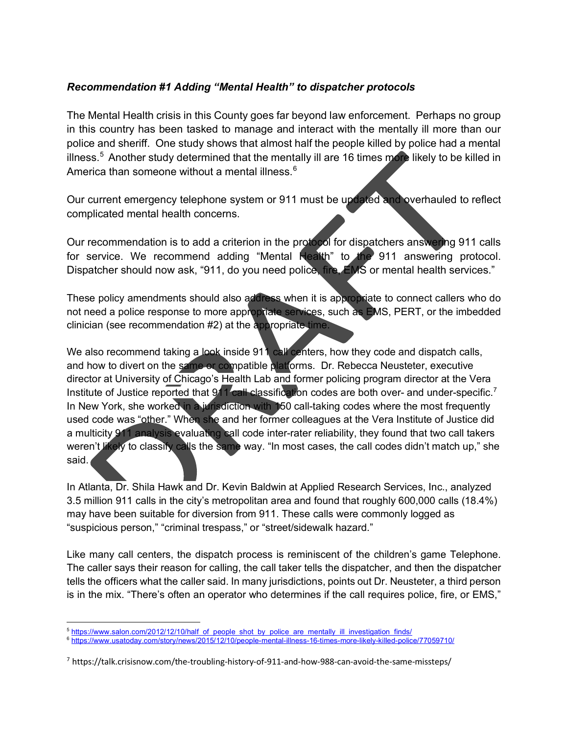***Recommendation #1 Adding "Mental Health" to dispatcher protocols***

The Mental Health crisis in this County goes far beyond law enforcement. Perhaps no group in this country has been tasked to manage and interact with the mentally ill more than our police and sheriff. One study shows that almost half the people killed by police had a mental illness.[5] Another study determined that the mentally ill are 16 times more likely to be killed in America than someone without a mental illness.[6]

Our current emergency telephone system or 911 must be updated and overhauled to reflect complicated mental health concerns.

Our recommendation is to add a criterion in the protocol for dispatchers answering 911 calls for service. We recommend adding "Mental Health" to the 911 answering protocol. Dispatcher should now ask, "911, do you need police, fire, EMS or mental health services."

These policy amendments should also address when it is appropriate to connect callers who do not need a police response to more appropriate services, such as EMS, PERT, or the imbedded clinician (see recommendation #2) at the appropriate time.

We also recommend taking a look inside 911 call centers, how they code and dispatch calls, and how to divert on the same or compatible platforms. Dr. Rebecca Neusteter, executive director at University of Chicago's Health Lab and former policing program director at the Vera Institute of Justice reported that 911 call classification codes are both over- and under-specific.[7] In New York, she worked in a jurisdiction with 150 call-taking codes where the most frequently used code was "other." When she and her former colleagues at the Vera Institute of Justice did a multicity 911 analysis evaluating call code inter-rater reliability, they found that two call takers weren't likely to classify calls the same way. "In most cases, the call codes didn't match up," she said.

In Atlanta, Dr. Shila Hawk and Dr. Kevin Baldwin at Applied Research Services, Inc., analyzed 3.5 million 911 calls in the city's metropolitan area and found that roughly 600,000 calls (18.4%) may have been suitable for diversion from 911. These calls were commonly logged as "suspicious person," "criminal trespass," or "street/sidewalk hazard."

Like many call centers, the dispatch process is reminiscent of the children's game Telephone. The caller says their reason for calling, the call taker tells the dispatcher, and then the dispatcher tells the officers what the caller said. In many jurisdictions, points out Dr. Neusteter, a third person is in the mix. "There's often an operator who determines if the call requires police, fire, or EMS,"

---

[5] https://www.salon.com/2012/12/10/half_of_people_shot_by_police_are_mentally_ill_investigation_finds/

[6] https://www.usatoday.com/story/news/2015/12/10/people-mental-illness-16-times-more-likely-killed-police/77059710/

[7] https://talk.crisisnow.com/the-troubling-history-of-911-and-how-988-can-avoid-the-same-missteps/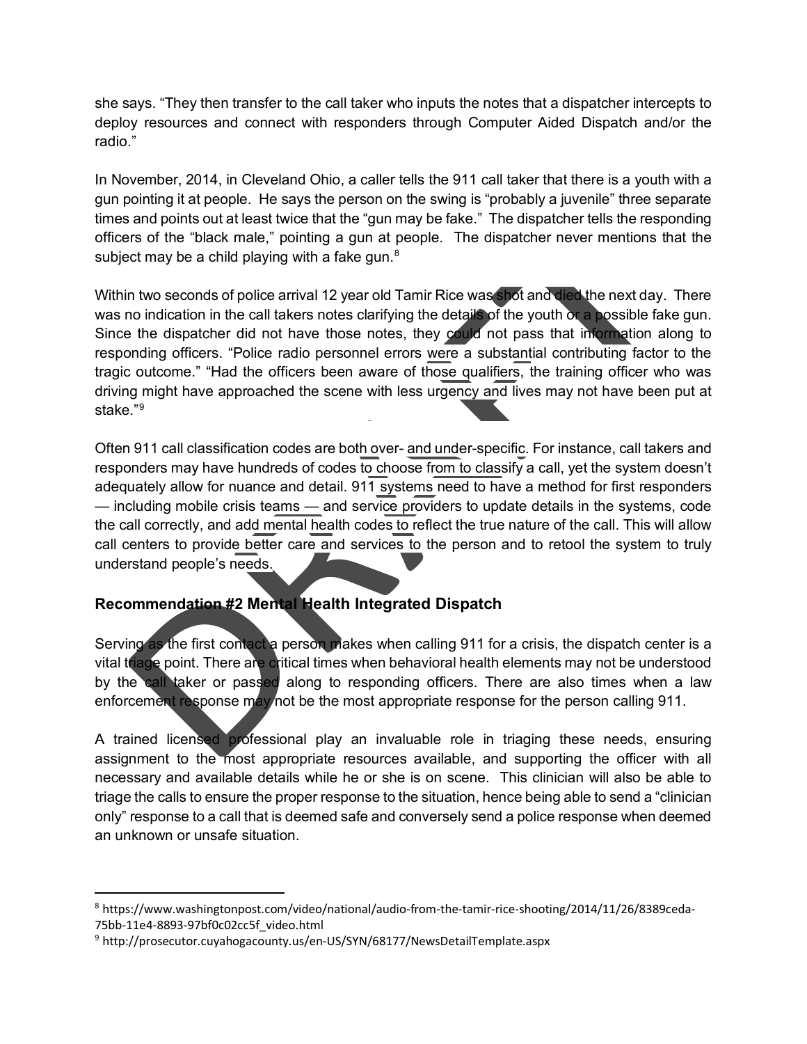she says. "They then transfer to the call taker who inputs the notes that a dispatcher intercepts to deploy resources and connect with responders through Computer Aided Dispatch and/or the radio."

In November, 2014, in Cleveland Ohio, a caller tells the 911 call taker that there is a youth with a gun pointing it at people. He says the person on the swing is "probably a juvenile" three separate times and points out at least twice that the "gun may be fake." The dispatcher tells the responding officers of the "black male," pointing a gun at people. The dispatcher never mentions that the subject may be a child playing with a fake gun.[8]

Within two seconds of police arrival 12 year old Tamir Rice was shot and died the next day. There was no indication in the call takers notes clarifying the details of the youth or a possible fake gun. Since the dispatcher did not have those notes, they could not pass that information along to responding officers. "Police radio personnel errors were a substantial contributing factor to the tragic outcome." "Had the officers been aware of those qualifiers, the training officer who was driving might have approached the scene with less urgency and lives may not have been put at stake."[9]

Often 911 call classification codes are both over- and under-specific. For instance, call takers and responders may have hundreds of codes to choose from to classify a call, yet the system doesn't adequately allow for nuance and detail. 911 systems need to have a method for first responders — including mobile crisis teams — and service providers to update details in the systems, code the call correctly, and add mental health codes to reflect the true nature of the call. This will allow call centers to provide better care and services to the person and to retool the system to truly understand people's needs.

### Recommendation #2 Mental Health Integrated Dispatch

Serving as the first contact a person makes when calling 911 for a crisis, the dispatch center is a vital triage point. There are critical times when behavioral health elements may not be understood by the call taker or passed along to responding officers. There are also times when a law enforcement response may not be the most appropriate response for the person calling 911.

A trained licensed professional play an invaluable role in triaging these needs, ensuring assignment to the most appropriate resources available, and supporting the officer with all necessary and available details while he or she is on scene. This clinician will also be able to triage the calls to ensure the proper response to the situation, hence being able to send a "clinician only" response to a call that is deemed safe and conversely send a police response when deemed an unknown or unsafe situation.

---

[8] https://www.washingtonpost.com/video/national/audio-from-the-tamir-rice-shooting/2014/11/26/8389ceda-75bb-11e4-8893-97bf0c02cc5f_video.html

[9] http://prosecutor.cuyahogacounty.us/en-US/SYN/68177/NewsDetailTemplate.aspx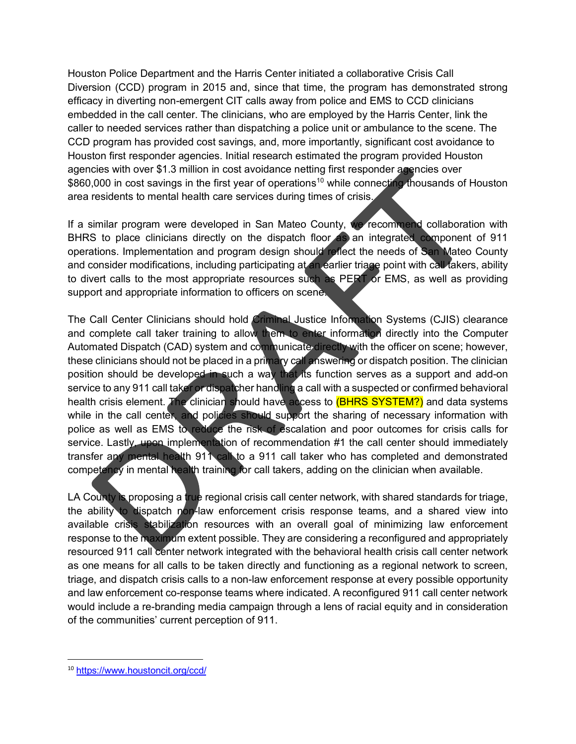Houston Police Department and the Harris Center initiated a collaborative Crisis Call Diversion (CCD) program in 2015 and, since that time, the program has demonstrated strong efficacy in diverting non-emergent CIT calls away from police and EMS to CCD clinicians embedded in the call center. The clinicians, who are employed by the Harris Center, link the caller to needed services rather than dispatching a police unit or ambulance to the scene. The CCD program has provided cost savings, and, more importantly, significant cost avoidance to Houston first responder agencies. Initial research estimated the program provided Houston agencies with over $1.3 million in cost avoidance netting first responder agencies over $860,000 in cost savings in the first year of operations[10] while connecting thousands of Houston area residents to mental health care services during times of crisis.

If a similar program were developed in San Mateo County, we recommend collaboration with BHRS to place clinicians directly on the dispatch floor as an integrated component of 911 operations. Implementation and program design should reflect the needs of San Mateo County and consider modifications, including participating at an earlier triage point with call takers, ability to divert calls to the most appropriate resources such as PERT or EMS, as well as providing support and appropriate information to officers on scene.

The Call Center Clinicians should hold Criminal Justice Information Systems (CJIS) clearance and complete call taker training to allow them to enter information directly into the Computer Automated Dispatch (CAD) system and communicate directly with the officer on scene; however, these clinicians should not be placed in a primary call answering or dispatch position. The clinician position should be developed in such a way that its function serves as a support and add-on service to any 911 call taker or dispatcher handling a call with a suspected or confirmed behavioral health crisis element. The clinician should have access to (BHRS SYSTEM?) and data systems while in the call center, and policies should support the sharing of necessary information with police as well as EMS to reduce the risk of escalation and poor outcomes for crisis calls for service. Lastly, upon implementation of recommendation #1 the call center should immediately transfer any mental health 911 call to a 911 call taker who has completed and demonstrated competency in mental health training for call takers, adding on the clinician when available.

LA County is proposing a true regional crisis call center network, with shared standards for triage, the ability to dispatch non-law enforcement crisis response teams, and a shared view into available crisis stabilization resources with an overall goal of minimizing law enforcement response to the maximum extent possible. They are considering a reconfigured and appropriately resourced 911 call center network integrated with the behavioral health crisis call center network as one means for all calls to be taken directly and functioning as a regional network to screen, triage, and dispatch crisis calls to a non-law enforcement response at every possible opportunity and law enforcement co-response teams where indicated. A reconfigured 911 call center network would include a re-branding media campaign through a lens of racial equity and in consideration of the communities' current perception of 911.

---

[10] https://www.houstoncit.org/ccd/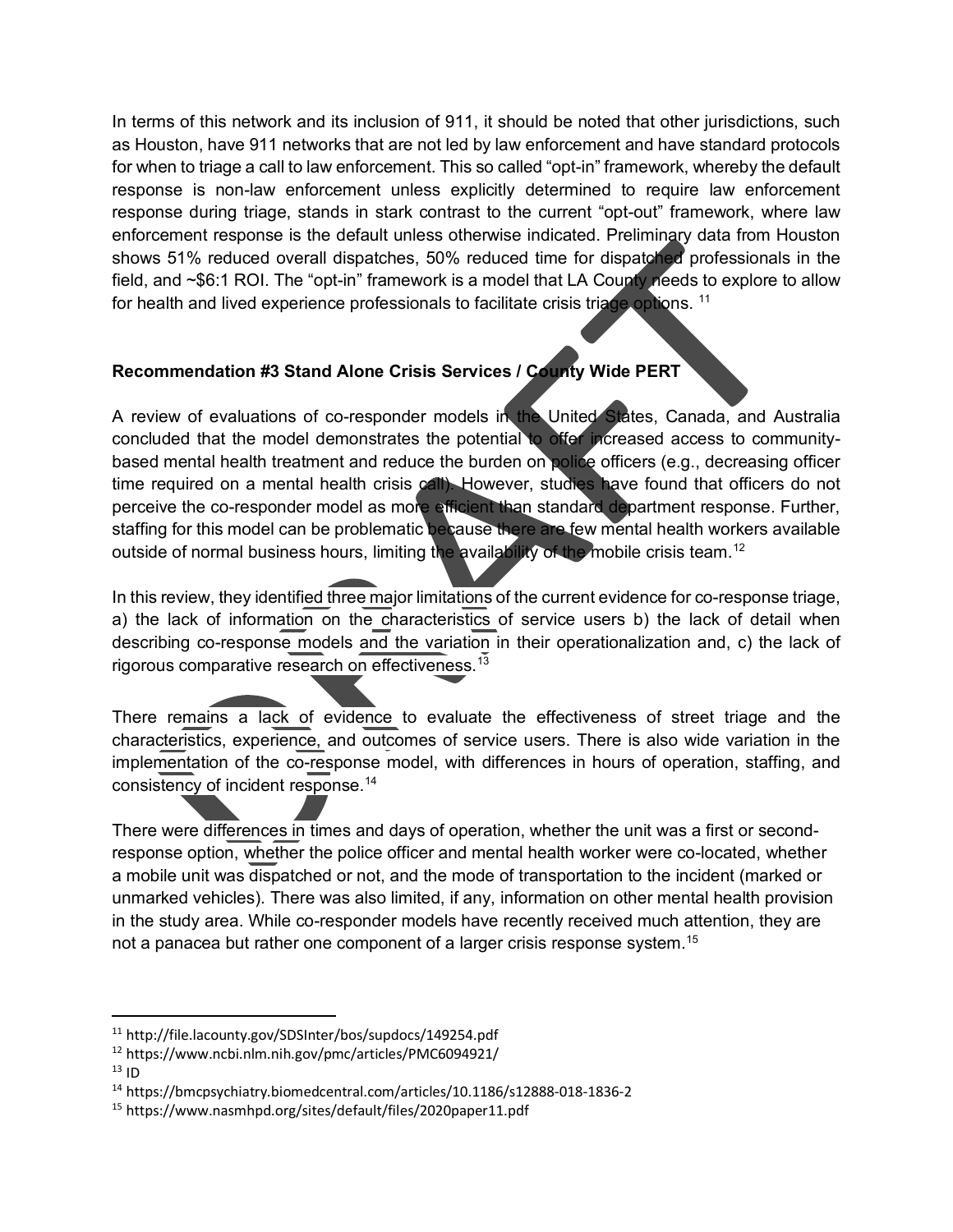In terms of this network and its inclusion of 911, it should be noted that other jurisdictions, such as Houston, have 911 networks that are not led by law enforcement and have standard protocols for when to triage a call to law enforcement. This so called "opt-in" framework, whereby the default response is non-law enforcement unless explicitly determined to require law enforcement response during triage, stands in stark contrast to the current "opt-out" framework, where law enforcement response is the default unless otherwise indicated. Preliminary data from Houston shows 51% reduced overall dispatches, 50% reduced time for dispatched professionals in the field, and ~$6:1 ROI. The "opt-in" framework is a model that LA County needs to explore to allow for health and lived experience professionals to facilitate crisis triage options. [11]

**Recommendation #3 Stand Alone Crisis Services / County Wide PERT**

A review of evaluations of co-responder models in the United States, Canada, and Australia concluded that the model demonstrates the potential to offer increased access to community-based mental health treatment and reduce the burden on police officers (e.g., decreasing officer time required on a mental health crisis call). However, studies have found that officers do not perceive the co-responder model as more efficient than standard department response. Further, staffing for this model can be problematic because there are few mental health workers available outside of normal business hours, limiting the availability of the mobile crisis team.[12]

In this review, they identified three major limitations of the current evidence for co-response triage, a) the lack of information on the characteristics of service users b) the lack of detail when describing co-response models and the variation in their operationalization and, c) the lack of rigorous comparative research on effectiveness.[13]

There remains a lack of evidence to evaluate the effectiveness of street triage and the characteristics, experience, and outcomes of service users. There is also wide variation in the implementation of the co-response model, with differences in hours of operation, staffing, and consistency of incident response.[14]

There were differences in times and days of operation, whether the unit was a first or second-response option, whether the police officer and mental health worker were co-located, whether a mobile unit was dispatched or not, and the mode of transportation to the incident (marked or unmarked vehicles). There was also limited, if any, information on other mental health provision in the study area. While co-responder models have recently received much attention, they are not a panacea but rather one component of a larger crisis response system.[15]

---

[11] http://file.lacounty.gov/SDSInter/bos/supdocs/149254.pdf
[12] https://www.ncbi.nlm.nih.gov/pmc/articles/PMC6094921/
[13] ID
[14] https://bmcpsychiatry.biomedcentral.com/articles/10.1186/s12888-018-1836-2
[15] https://www.nasmhpd.org/sites/default/files/2020paper11.pdf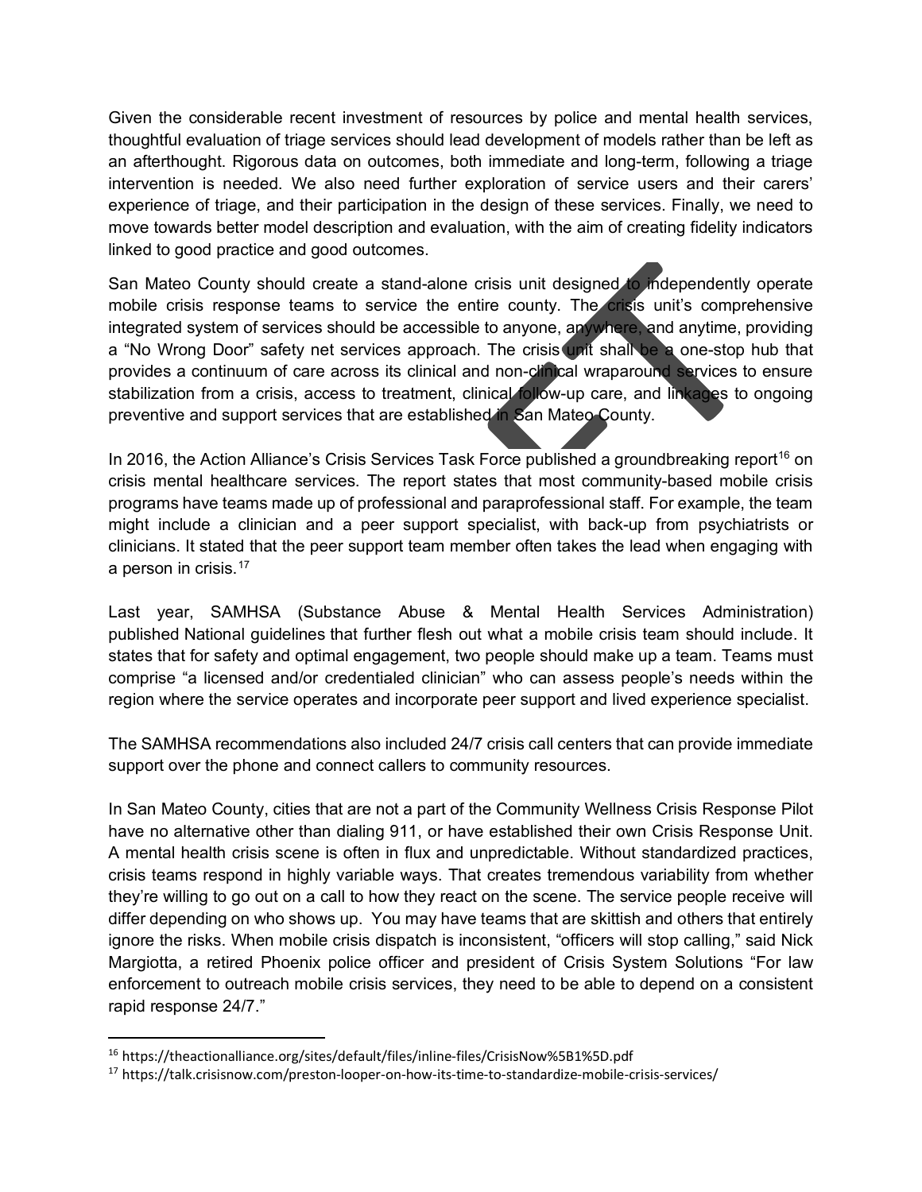Given the considerable recent investment of resources by police and mental health services, thoughtful evaluation of triage services should lead development of models rather than be left as an afterthought. Rigorous data on outcomes, both immediate and long-term, following a triage intervention is needed. We also need further exploration of service users and their carers' experience of triage, and their participation in the design of these services. Finally, we need to move towards better model description and evaluation, with the aim of creating fidelity indicators linked to good practice and good outcomes.

San Mateo County should create a stand-alone crisis unit designed to independently operate mobile crisis response teams to service the entire county. The crisis unit's comprehensive integrated system of services should be accessible to anyone, anywhere, and anytime, providing a "No Wrong Door" safety net services approach. The crisis unit shall be a one-stop hub that provides a continuum of care across its clinical and non-clinical wraparound services to ensure stabilization from a crisis, access to treatment, clinical follow-up care, and linkages to ongoing preventive and support services that are established in San Mateo County.

In 2016, the Action Alliance's Crisis Services Task Force published a groundbreaking report[16] on crisis mental healthcare services. The report states that most community-based mobile crisis programs have teams made up of professional and paraprofessional staff. For example, the team might include a clinician and a peer support specialist, with back-up from psychiatrists or clinicians. It stated that the peer support team member often takes the lead when engaging with a person in crisis.[17]

Last year, SAMHSA (Substance Abuse & Mental Health Services Administration) published National guidelines that further flesh out what a mobile crisis team should include. It states that for safety and optimal engagement, two people should make up a team. Teams must comprise "a licensed and/or credentialed clinician" who can assess people's needs within the region where the service operates and incorporate peer support and lived experience specialist.

The SAMHSA recommendations also included 24/7 crisis call centers that can provide immediate support over the phone and connect callers to community resources.

In San Mateo County, cities that are not a part of the Community Wellness Crisis Response Pilot have no alternative other than dialing 911, or have established their own Crisis Response Unit. A mental health crisis scene is often in flux and unpredictable. Without standardized practices, crisis teams respond in highly variable ways. That creates tremendous variability from whether they're willing to go out on a call to how they react on the scene. The service people receive will differ depending on who shows up. You may have teams that are skittish and others that entirely ignore the risks. When mobile crisis dispatch is inconsistent, "officers will stop calling," said Nick Margiotta, a retired Phoenix police officer and president of Crisis System Solutions "For law enforcement to outreach mobile crisis services, they need to be able to depend on a consistent rapid response 24/7."

---

[16] https://theactionalliance.org/sites/default/files/inline-files/CrisisNow%5B1%5D.pdf

[17] https://talk.crisisnow.com/preston-looper-on-how-its-time-to-standardize-mobile-crisis-services/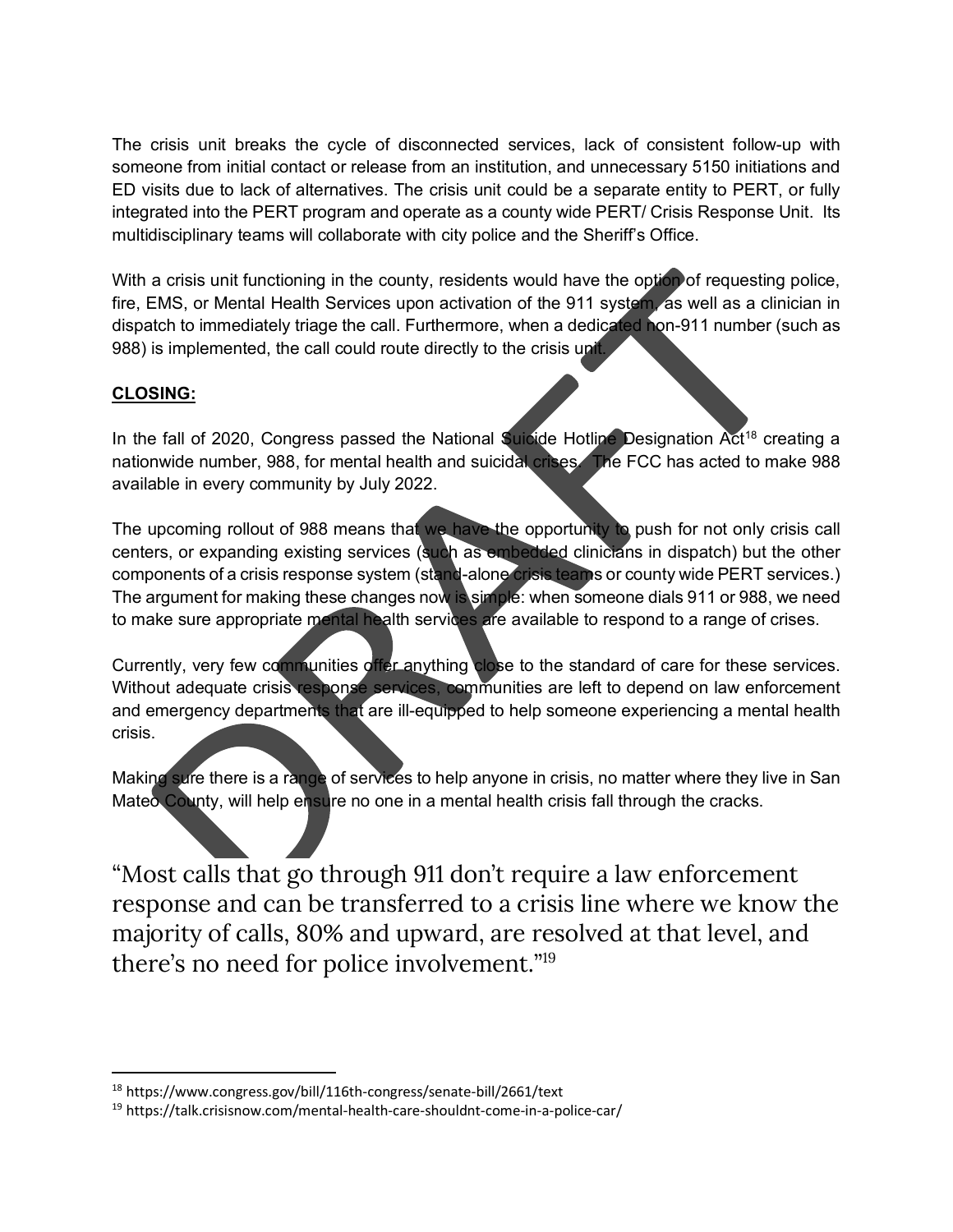The crisis unit breaks the cycle of disconnected services, lack of consistent follow-up with someone from initial contact or release from an institution, and unnecessary 5150 initiations and ED visits due to lack of alternatives. The crisis unit could be a separate entity to PERT, or fully integrated into the PERT program and operate as a county wide PERT/ Crisis Response Unit. Its multidisciplinary teams will collaborate with city police and the Sheriff's Office.

With a crisis unit functioning in the county, residents would have the option of requesting police, fire, EMS, or Mental Health Services upon activation of the 911 system, as well as a clinician in dispatch to immediately triage the call. Furthermore, when a dedicated non-911 number (such as 988) is implemented, the call could route directly to the crisis unit.

**CLOSING:**

In the fall of 2020, Congress passed the National Suicide Hotline Designation Act[18] creating a nationwide number, 988, for mental health and suicidal crises. The FCC has acted to make 988 available in every community by July 2022.

The upcoming rollout of 988 means that we have the opportunity to push for not only crisis call centers, or expanding existing services (such as embedded clinicians in dispatch) but the other components of a crisis response system (stand-alone crisis teams or county wide PERT services.) The argument for making these changes now is simple: when someone dials 911 or 988, we need to make sure appropriate mental health services are available to respond to a range of crises.

Currently, very few communities offer anything close to the standard of care for these services. Without adequate crisis response services, communities are left to depend on law enforcement and emergency departments that are ill-equipped to help someone experiencing a mental health crisis.

Making sure there is a range of services to help anyone in crisis, no matter where they live in San Mateo County, will help ensure no one in a mental health crisis fall through the cracks.

"Most calls that go through 911 don't require a law enforcement response and can be transferred to a crisis line where we know the majority of calls, 80% and upward, are resolved at that level, and there's no need for police involvement."[19]

---

[18] https://www.congress.gov/bill/116th-congress/senate-bill/2661/text

[19] https://talk.crisisnow.com/mental-health-care-shouldnt-come-in-a-police-car/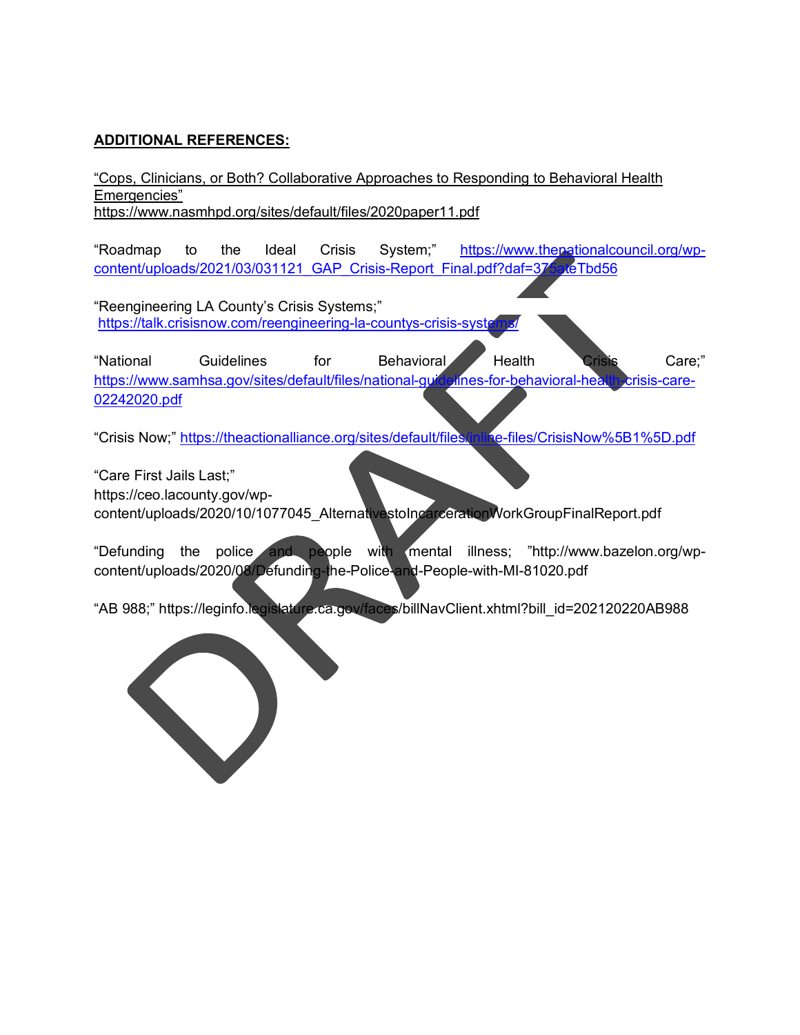**ADDITIONAL REFERENCES:**

"Cops, Clinicians, or Both? Collaborative Approaches to Responding to Behavioral Health Emergencies"
https://www.nasmhpd.org/sites/default/files/2020paper11.pdf

"Roadmap to the Ideal Crisis System;" https://www.thenationalcouncil.org/wp-content/uploads/2021/03/031121_GAP_Crisis-Report_Final.pdf?daf=375ateTbd56

"Reengineering LA County's Crisis Systems;"
https://talk.crisisnow.com/reengineering-la-countys-crisis-systems/

"National Guidelines for Behavioral Health Crisis Care;" https://www.samhsa.gov/sites/default/files/national-guidelines-for-behavioral-health-crisis-care-02242020.pdf

"Crisis Now;" https://theactionalliance.org/sites/default/files/inline-files/CrisisNow%5B1%5D.pdf

"Care First Jails Last;"
https://ceo.lacounty.gov/wp-content/uploads/2020/10/1077045_AlternativestoIncarcerationWorkGroupFinalReport.pdf

"Defunding the police and people with mental illness; "http://www.bazelon.org/wp-content/uploads/2020/08/Defunding-the-Police-and-People-with-MI-81020.pdf

"AB 988;" https://leginfo.legislature.ca.gov/faces/billNavClient.xhtml?bill_id=202120220AB988